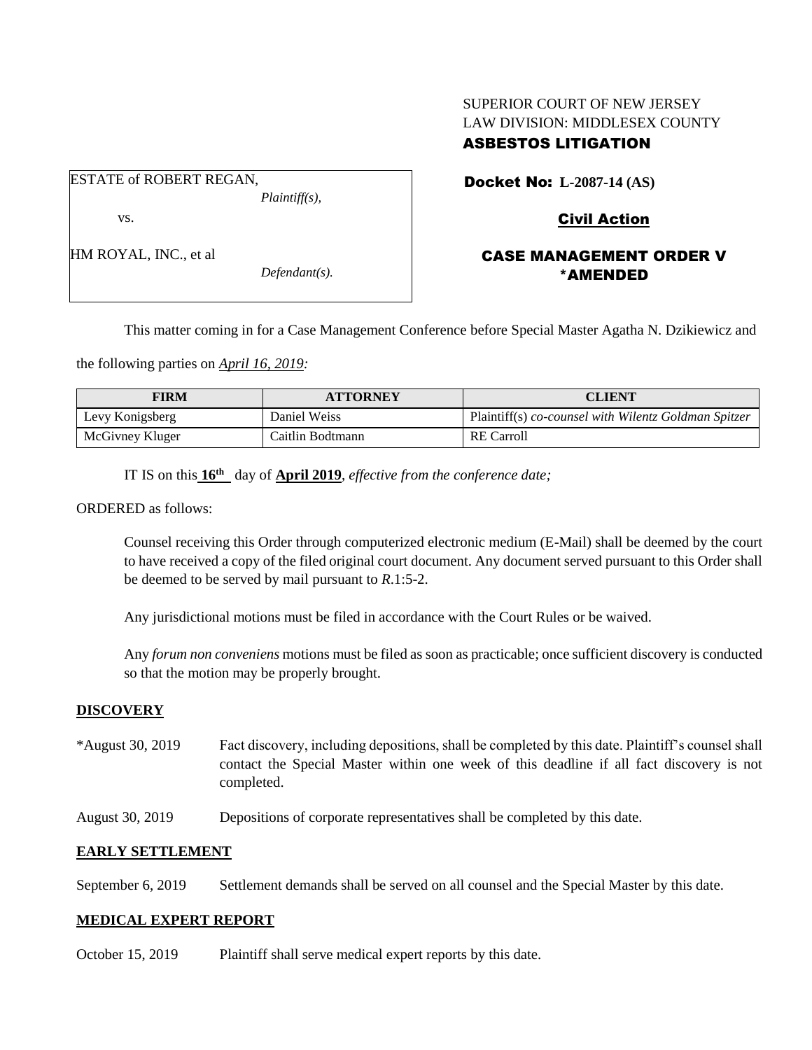SUPERIOR COURT OF NEW JERSEY
LAW DIVISION: MIDDLESEX COUNTY
**ASBESTOS LITIGATION**

ESTATE of ROBERT REGAN,
*Plaintiff(s),*

vs.

HM ROYAL, INC., et al
*Defendant(s).*

**Docket No: L-2087-14 (AS)**

**Civil Action**

**CASE MANAGEMENT ORDER V**
***AMENDED**

This matter coming in for a Case Management Conference before Special Master Agatha N. Dzikiewicz and the following parties on *April 16, 2019:*

| FIRM | ATTORNEY | CLIENT |
|---|---|---|
| Levy Konigsberg | Daniel Weiss | Plaintiff(s) *co-counsel with Wilentz Goldman Spitzer* |
| McGivney Kluger | Caitlin Bodtmann | RE Carroll |

IT IS on this **16th** day of **April 2019**, *effective from the conference date;*

ORDERED as follows:

Counsel receiving this Order through computerized electronic medium (E-Mail) shall be deemed by the court to have received a copy of the filed original court document. Any document served pursuant to this Order shall be deemed to be served by mail pursuant to *R*.1:5-2.

Any jurisdictional motions must be filed in accordance with the Court Rules or be waived.

Any *forum non conveniens* motions must be filed as soon as practicable; once sufficient discovery is conducted so that the motion may be properly brought.

## DISCOVERY

*August 30, 2019 — Fact discovery, including depositions, shall be completed by this date. Plaintiff's counsel shall contact the Special Master within one week of this deadline if all fact discovery is not completed.

August 30, 2019 — Depositions of corporate representatives shall be completed by this date.

## EARLY SETTLEMENT

September 6, 2019 — Settlement demands shall be served on all counsel and the Special Master by this date.

## MEDICAL EXPERT REPORT

October 15, 2019 — Plaintiff shall serve medical expert reports by this date.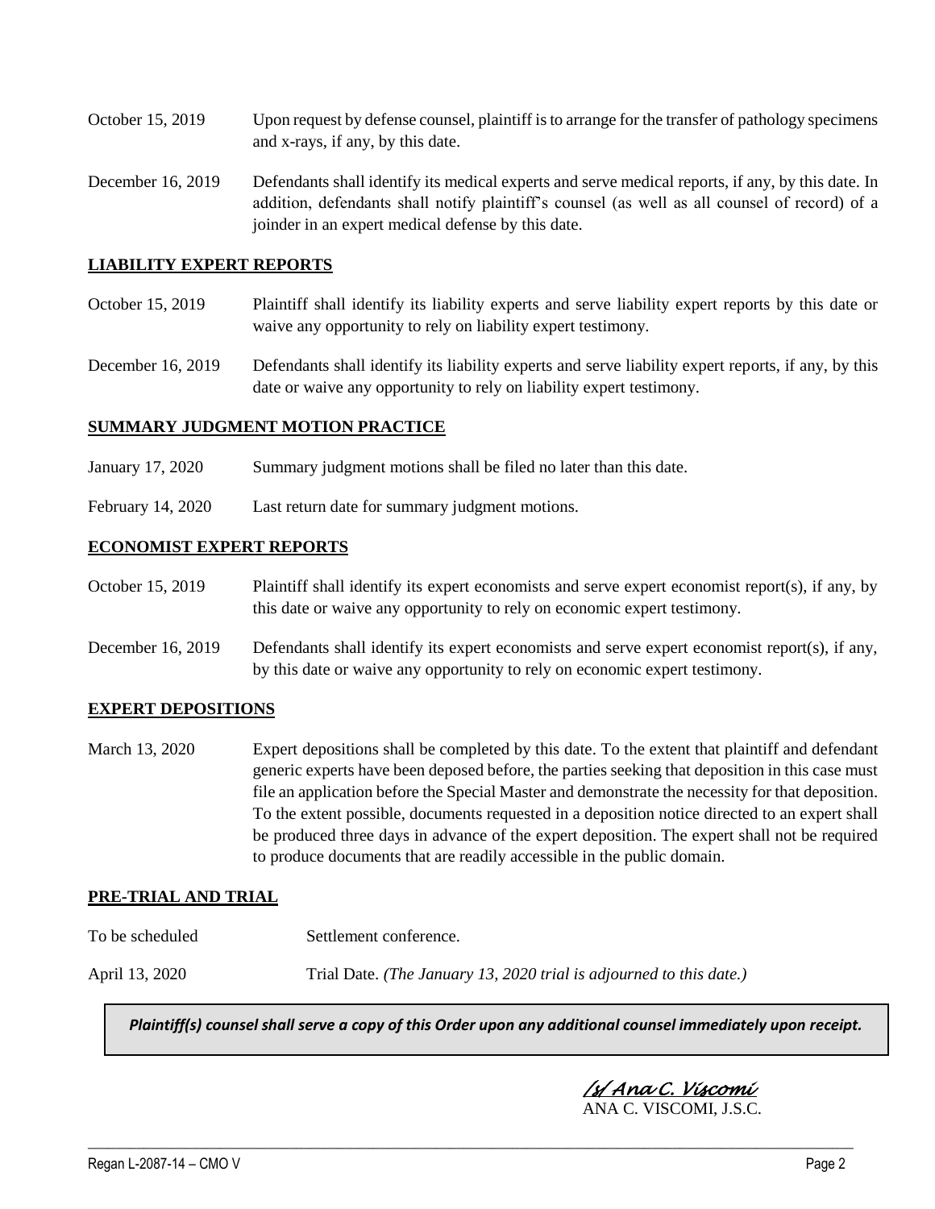October 15, 2019 Upon request by defense counsel, plaintiff is to arrange for the transfer of pathology specimens and x-rays, if any, by this date.

December 16, 2019 Defendants shall identify its medical experts and serve medical reports, if any, by this date. In addition, defendants shall notify plaintiff's counsel (as well as all counsel of record) of a joinder in an expert medical defense by this date.

## LIABILITY EXPERT REPORTS

October 15, 2019 Plaintiff shall identify its liability experts and serve liability expert reports by this date or waive any opportunity to rely on liability expert testimony.

December 16, 2019 Defendants shall identify its liability experts and serve liability expert reports, if any, by this date or waive any opportunity to rely on liability expert testimony.

## SUMMARY JUDGMENT MOTION PRACTICE

January 17, 2020 Summary judgment motions shall be filed no later than this date.

February 14, 2020 Last return date for summary judgment motions.

## ECONOMIST EXPERT REPORTS

October 15, 2019 Plaintiff shall identify its expert economists and serve expert economist report(s), if any, by this date or waive any opportunity to rely on economic expert testimony.

December 16, 2019 Defendants shall identify its expert economists and serve expert economist report(s), if any, by this date or waive any opportunity to rely on economic expert testimony.

## EXPERT DEPOSITIONS

March 13, 2020 Expert depositions shall be completed by this date. To the extent that plaintiff and defendant generic experts have been deposed before, the parties seeking that deposition in this case must file an application before the Special Master and demonstrate the necessity for that deposition. To the extent possible, documents requested in a deposition notice directed to an expert shall be produced three days in advance of the expert deposition. The expert shall not be required to produce documents that are readily accessible in the public domain.

## PRE-TRIAL AND TRIAL

To be scheduled Settlement conference.

April 13, 2020 Trial Date. *(The January 13, 2020 trial is adjourned to this date.)*

***Plaintiff(s) counsel shall serve a copy of this Order upon any additional counsel immediately upon receipt.***

*/s/ Ana C. Viscomi*
ANA C. VISCOMI, J.S.C.